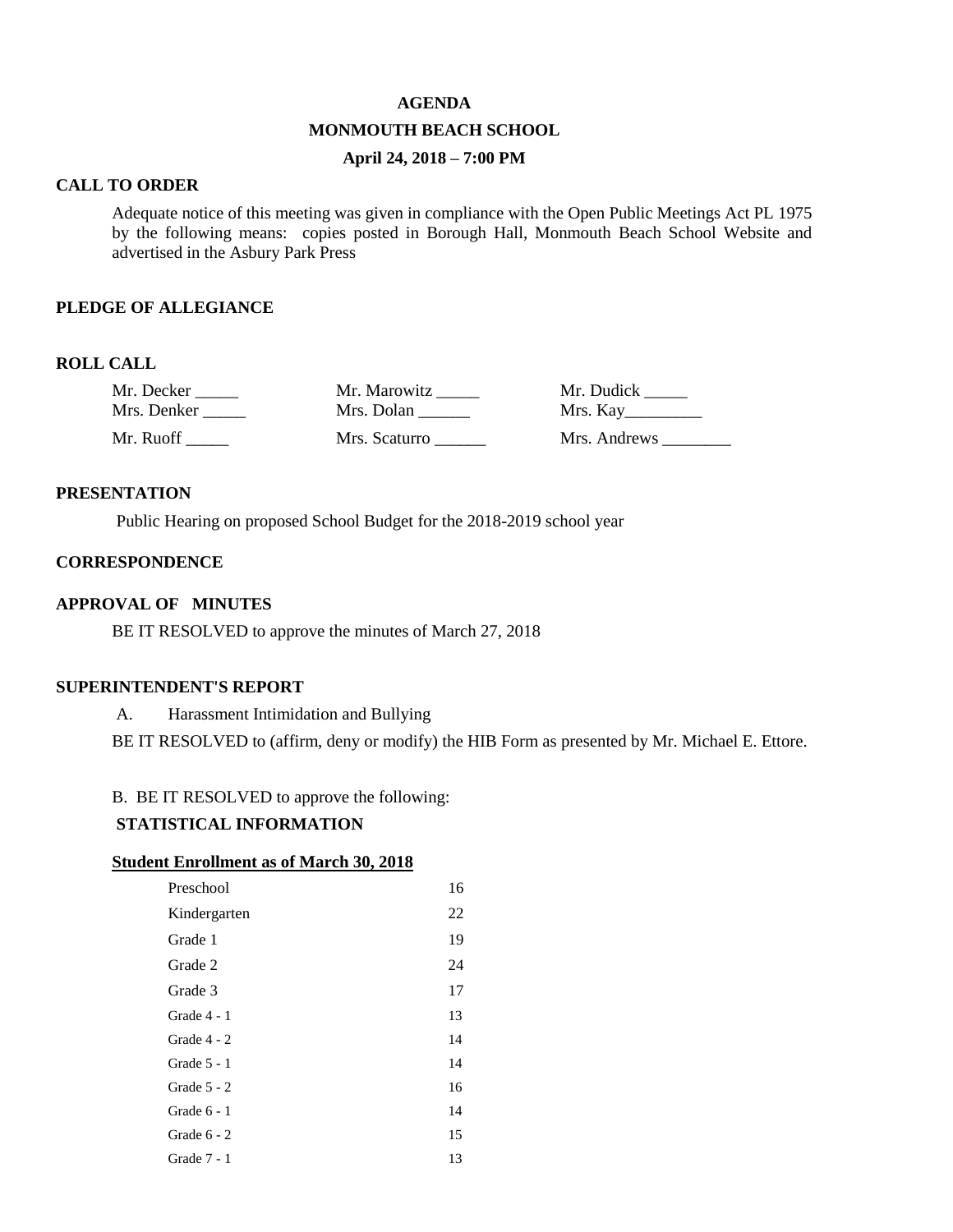# AGENDA

## MONMOUTH BEACH SCHOOL

### April 24, 2018 – 7:00 PM

**CALL TO ORDER**

Adequate notice of this meeting was given in compliance with the Open Public Meetings Act PL 1975 by the following means: copies posted in Borough Hall, Monmouth Beach School Website and advertised in the Asbury Park Press

**PLEDGE OF ALLEGIANCE**

**ROLL CALL**

| | | |
|---|---|---|
| Mr. Decker _____ | Mr. Marowitz _____ | Mr. Dudick _____ |
| Mrs. Denker _____ | Mrs. Dolan ______ | Mrs. Kay_________ |
| Mr. Ruoff _____ | Mrs. Scaturro ______ | Mrs. Andrews ________ |

**PRESENTATION**

Public Hearing on proposed School Budget for the 2018-2019 school year

**CORRESPONDENCE**

**APPROVAL OF MINUTES**

BE IT RESOLVED to approve the minutes of March 27, 2018

**SUPERINTENDENT'S REPORT**

A. Harassment Intimidation and Bullying

BE IT RESOLVED to (affirm, deny or modify) the HIB Form as presented by Mr. Michael E. Ettore.

B. BE IT RESOLVED to approve the following:

**STATISTICAL INFORMATION**

**Student Enrollment as of March 30, 2018**

| | |
|---|---|
| Preschool | 16 |
| Kindergarten | 22 |
| Grade 1 | 19 |
| Grade 2 | 24 |
| Grade 3 | 17 |
| Grade 4 - 1 | 13 |
| Grade 4 - 2 | 14 |
| Grade 5 - 1 | 14 |
| Grade 5 - 2 | 16 |
| Grade 6 - 1 | 14 |
| Grade 6 - 2 | 15 |
| Grade 7 - 1 | 13 |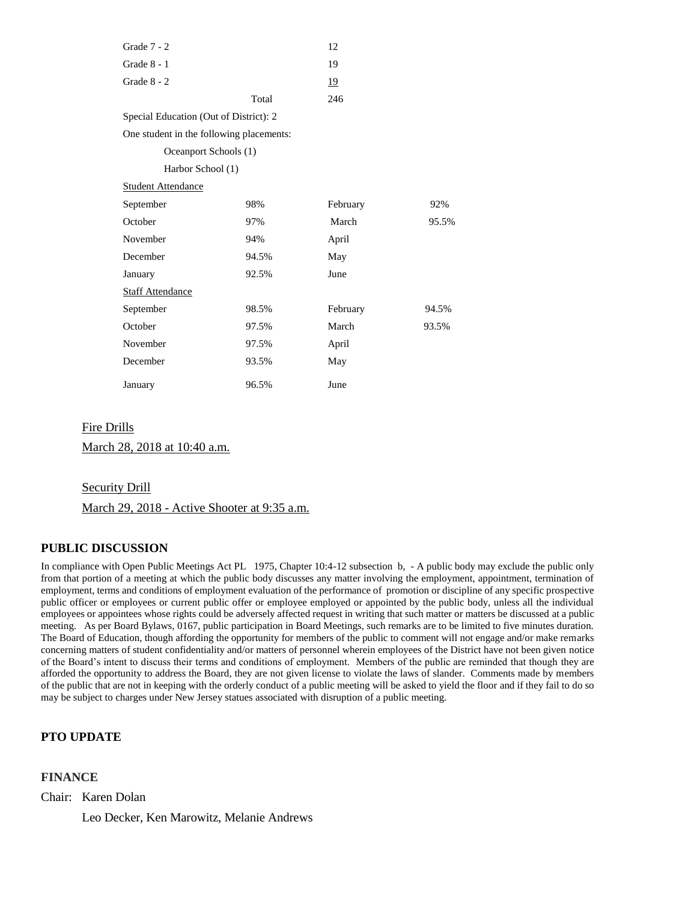| | | | |
|---|---|---|---|
| Grade 7 - 2 | | 12 | |
| Grade 8 - 1 | | 19 | |
| Grade 8 - 2 | | 19 | |
| | Total | 246 | |

Special Education (Out of District): 2

One student in the following placements:

- Oceanport Schools (1)
- Harbor School (1)

Student Attendance

| | | | |
|---|---|---|---|
| September | 98% | February | 92% |
| October | 97% | March | 95.5% |
| November | 94% | April | |
| December | 94.5% | May | |
| January | 92.5% | June | |

Staff Attendance

| | | | |
|---|---|---|---|
| September | 98.5% | February | 94.5% |
| October | 97.5% | March | 93.5% |
| November | 97.5% | April | |
| December | 93.5% | May | |
| January | 96.5% | June | |

Fire Drills

March 28, 2018 at 10:40 a.m.

Security Drill

March 29, 2018 - Active Shooter at 9:35 a.m.

## PUBLIC DISCUSSION

In compliance with Open Public Meetings Act PL 1975, Chapter 10:4-12 subsection b, - A public body may exclude the public only from that portion of a meeting at which the public body discusses any matter involving the employment, appointment, termination of employment, terms and conditions of employment evaluation of the performance of promotion or discipline of any specific prospective public officer or employees or current public offer or employee employed or appointed by the public body, unless all the individual employees or appointees whose rights could be adversely affected request in writing that such matter or matters be discussed at a public meeting. As per Board Bylaws, 0167, public participation in Board Meetings, such remarks are to be limited to five minutes duration. The Board of Education, though affording the opportunity for members of the public to comment will not engage and/or make remarks concerning matters of student confidentiality and/or matters of personnel wherein employees of the District have not been given notice of the Board's intent to discuss their terms and conditions of employment. Members of the public are reminded that though they are afforded the opportunity to address the Board, they are not given license to violate the laws of slander. Comments made by members of the public that are not in keeping with the orderly conduct of a public meeting will be asked to yield the floor and if they fail to do so may be subject to charges under New Jersey statues associated with disruption of a public meeting.

## PTO UPDATE

## FINANCE

Chair: Karen Dolan

Leo Decker, Ken Marowitz, Melanie Andrews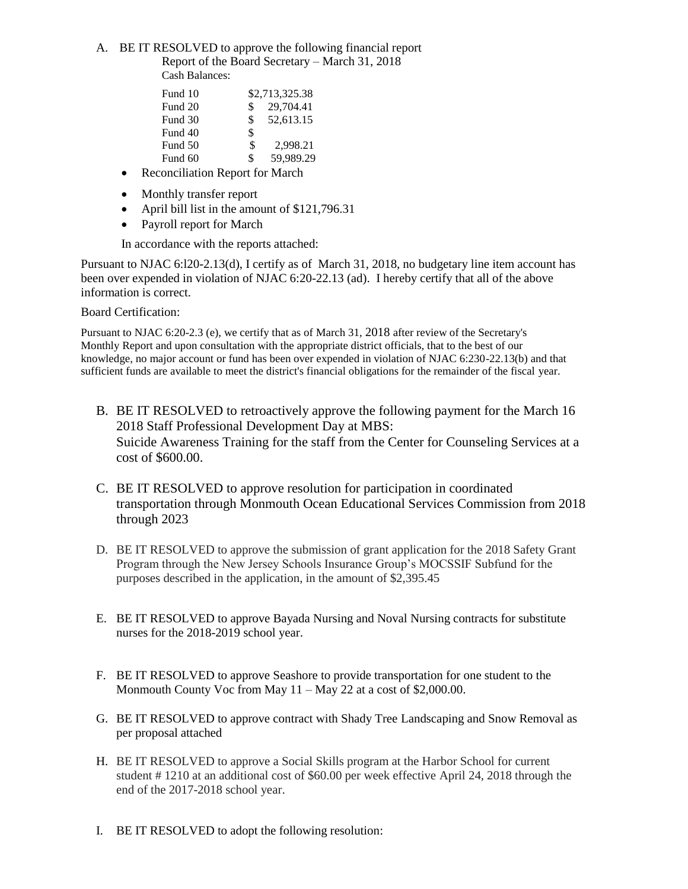A. BE IT RESOLVED to approve the following financial report

Report of the Board Secretary – March 31, 2018

Cash Balances:

| Fund | Balance |
|---|---|
| Fund 10 | $2,713,325.38 |
| Fund 20 | $ 29,704.41 |
| Fund 30 | $ 52,613.15 |
| Fund 40 | $ |
| Fund 50 | $ 2,998.21 |
| Fund 60 | $ 59,989.29 |

- Reconciliation Report for March
- Monthly transfer report
- April bill list in the amount of $121,796.31
- Payroll report for March

In accordance with the reports attached:

Pursuant to NJAC 6:l20-2.13(d), I certify as of March 31, 2018, no budgetary line item account has been over expended in violation of NJAC 6:20-22.13 (ad). I hereby certify that all of the above information is correct.

Board Certification:

Pursuant to NJAC 6:20-2.3 (e), we certify that as of March 31, 2018 after review of the Secretary's Monthly Report and upon consultation with the appropriate district officials, that to the best of our knowledge, no major account or fund has been over expended in violation of NJAC 6:230-22.13(b) and that sufficient funds are available to meet the district's financial obligations for the remainder of the fiscal year.

B. BE IT RESOLVED to retroactively approve the following payment for the March 16 2018 Staff Professional Development Day at MBS:
Suicide Awareness Training for the staff from the Center for Counseling Services at a cost of $600.00.

C. BE IT RESOLVED to approve resolution for participation in coordinated transportation through Monmouth Ocean Educational Services Commission from 2018 through 2023

D. BE IT RESOLVED to approve the submission of grant application for the 2018 Safety Grant Program through the New Jersey Schools Insurance Group's MOCSSIF Subfund for the purposes described in the application, in the amount of $2,395.45

E. BE IT RESOLVED to approve Bayada Nursing and Noval Nursing contracts for substitute nurses for the 2018-2019 school year.

F. BE IT RESOLVED to approve Seashore to provide transportation for one student to the Monmouth County Voc from May 11 – May 22 at a cost of $2,000.00.

G. BE IT RESOLVED to approve contract with Shady Tree Landscaping and Snow Removal as per proposal attached

H. BE IT RESOLVED to approve a Social Skills program at the Harbor School for current student # 1210 at an additional cost of $60.00 per week effective April 24, 2018 through the end of the 2017-2018 school year.

I. BE IT RESOLVED to adopt the following resolution: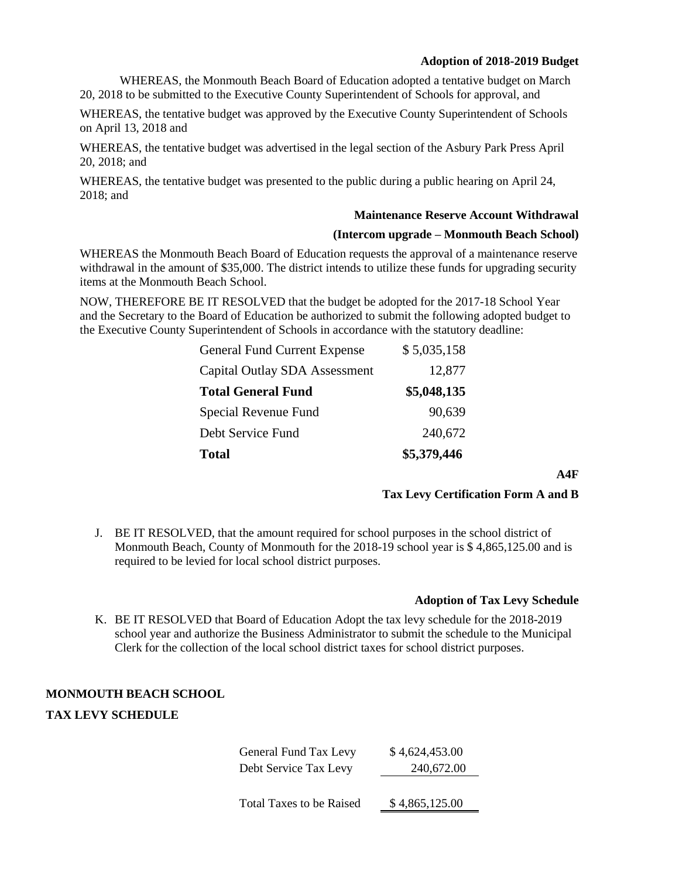**Adoption of 2018-2019 Budget**

WHEREAS, the Monmouth Beach Board of Education adopted a tentative budget on March 20, 2018 to be submitted to the Executive County Superintendent of Schools for approval, and

WHEREAS, the tentative budget was approved by the Executive County Superintendent of Schools on April 13, 2018 and

WHEREAS, the tentative budget was advertised in the legal section of the Asbury Park Press April 20, 2018; and

WHEREAS, the tentative budget was presented to the public during a public hearing on April 24, 2018; and

**Maintenance Reserve Account Withdrawal**

**(Intercom upgrade – Monmouth Beach School)**

WHEREAS the Monmouth Beach Board of Education requests the approval of a maintenance reserve withdrawal in the amount of $35,000. The district intends to utilize these funds for upgrading security items at the Monmouth Beach School.

NOW, THEREFORE BE IT RESOLVED that the budget be adopted for the 2017-18 School Year and the Secretary to the Board of Education be authorized to submit the following adopted budget to the Executive County Superintendent of Schools in accordance with the statutory deadline:

| | |
|---|---|
| General Fund Current Expense | $ 5,035,158 |
| Capital Outlay SDA Assessment | 12,877 |
| **Total General Fund** | **$5,048,135** |
| Special Revenue Fund | 90,639 |
| Debt Service Fund | 240,672 |
| **Total** | **$5,379,446** |

**A4F**

**Tax Levy Certification Form A and B**

J. BE IT RESOLVED, that the amount required for school purposes in the school district of Monmouth Beach, County of Monmouth for the 2018-19 school year is $ 4,865,125.00 and is required to be levied for local school district purposes.

**Adoption of Tax Levy Schedule**

K. BE IT RESOLVED that Board of Education Adopt the tax levy schedule for the 2018-2019 school year and authorize the Business Administrator to submit the schedule to the Municipal Clerk for the collection of the local school district taxes for school district purposes.

**MONMOUTH BEACH SCHOOL**

**TAX LEVY SCHEDULE**

| | |
|---|---|
| General Fund Tax Levy | $ 4,624,453.00 |
| Debt Service Tax Levy | 240,672.00 |
| Total Taxes to be Raised | $ 4,865,125.00 |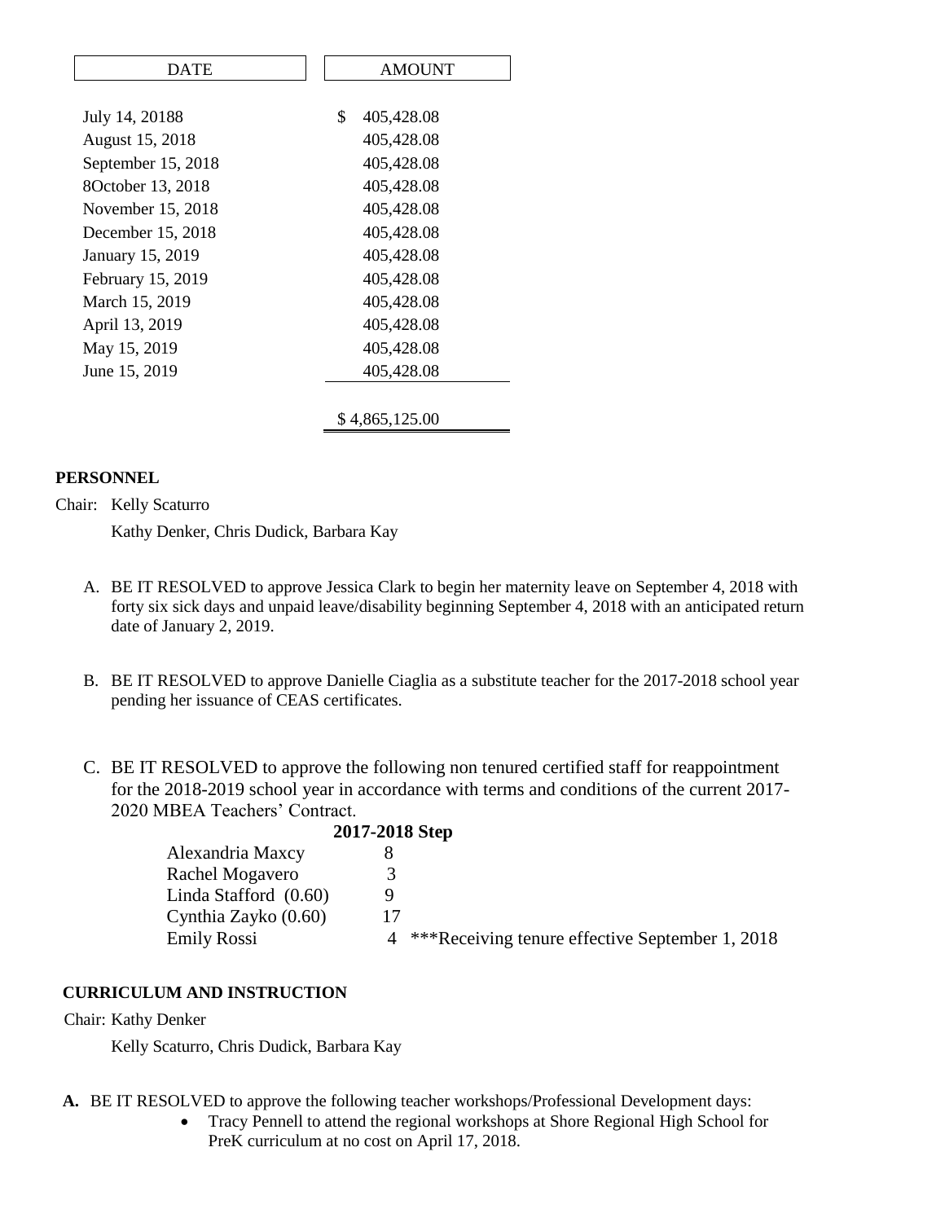| DATE | AMOUNT |
|---|---|
| July 14, 20188 | $ 405,428.08 |
| August 15, 2018 | 405,428.08 |
| September 15, 2018 | 405,428.08 |
| 8October 13, 2018 | 405,428.08 |
| November 15, 2018 | 405,428.08 |
| December 15, 2018 | 405,428.08 |
| January 15, 2019 | 405,428.08 |
| February 15, 2019 | 405,428.08 |
| March 15, 2019 | 405,428.08 |
| April 13, 2019 | 405,428.08 |
| May 15, 2019 | 405,428.08 |
| June 15, 2019 | 405,428.08 |
| | $ 4,865,125.00 |

**PERSONNEL**

Chair: Kelly Scaturro

Kathy Denker, Chris Dudick, Barbara Kay

A. BE IT RESOLVED to approve Jessica Clark to begin her maternity leave on September 4, 2018 with forty six sick days and unpaid leave/disability beginning September 4, 2018 with an anticipated return date of January 2, 2019.

B. BE IT RESOLVED to approve Danielle Ciaglia as a substitute teacher for the 2017-2018 school year pending her issuance of CEAS certificates.

C. BE IT RESOLVED to approve the following non tenured certified staff for reappointment for the 2018-2019 school year in accordance with terms and conditions of the current 2017-2020 MBEA Teachers' Contract.

| | 2017-2018 Step | |
|---|---|---|
| Alexandria Maxcy | 8 | |
| Rachel Mogavero | 3 | |
| Linda Stafford (0.60) | 9 | |
| Cynthia Zayko (0.60) | 17 | |
| Emily Rossi | 4 | ***Receiving tenure effective September 1, 2018 |

**CURRICULUM AND INSTRUCTION**

Chair: Kathy Denker

Kelly Scaturro, Chris Dudick, Barbara Kay

**A.** BE IT RESOLVED to approve the following teacher workshops/Professional Development days:

- Tracy Pennell to attend the regional workshops at Shore Regional High School for PreK curriculum at no cost on April 17, 2018.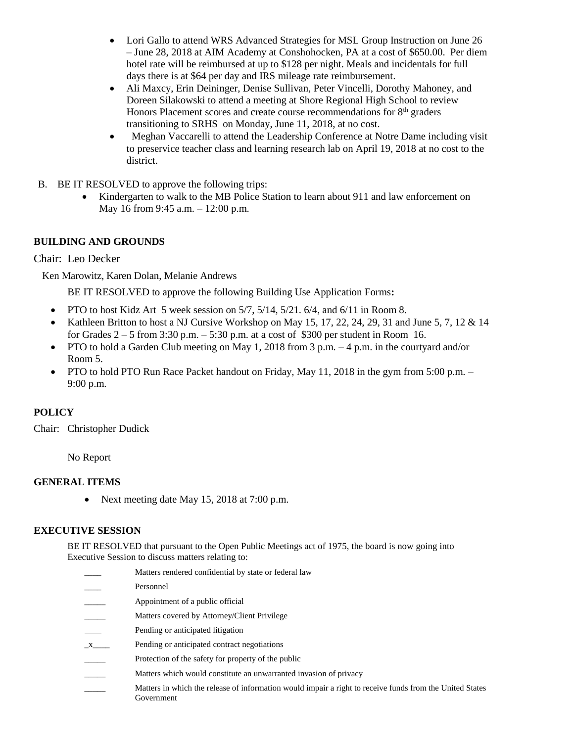- Lori Gallo to attend WRS Advanced Strategies for MSL Group Instruction on June 26 – June 28, 2018 at AIM Academy at Conshohocken, PA at a cost of $650.00. Per diem hotel rate will be reimbursed at up to $128 per night. Meals and incidentals for full days there is at $64 per day and IRS mileage rate reimbursement.
- Ali Maxcy, Erin Deininger, Denise Sullivan, Peter Vincelli, Dorothy Mahoney, and Doreen Silakowski to attend a meeting at Shore Regional High School to review Honors Placement scores and create course recommendations for 8th graders transitioning to SRHS on Monday, June 11, 2018, at no cost.
- Meghan Vaccarelli to attend the Leadership Conference at Notre Dame including visit to preservice teacher class and learning research lab on April 19, 2018 at no cost to the district.

B. BE IT RESOLVED to approve the following trips:

- Kindergarten to walk to the MB Police Station to learn about 911 and law enforcement on May 16 from 9:45 a.m. – 12:00 p.m.

### BUILDING AND GROUNDS

Chair: Leo Decker

Ken Marowitz, Karen Dolan, Melanie Andrews

BE IT RESOLVED to approve the following Building Use Application Forms**:**

- PTO to host Kidz Art 5 week session on 5/7, 5/14, 5/21. 6/4, and 6/11 in Room 8.
- Kathleen Britton to host a NJ Cursive Workshop on May 15, 17, 22, 24, 29, 31 and June 5, 7, 12 & 14 for Grades 2 – 5 from 3:30 p.m. – 5:30 p.m. at a cost of $300 per student in Room 16.
- PTO to hold a Garden Club meeting on May 1, 2018 from 3 p.m. – 4 p.m. in the courtyard and/or Room 5.
- PTO to hold PTO Run Race Packet handout on Friday, May 11, 2018 in the gym from 5:00 p.m. – 9:00 p.m.

### POLICY

Chair: Christopher Dudick

No Report

### GENERAL ITEMS

- Next meeting date May 15, 2018 at 7:00 p.m.

### EXECUTIVE SESSION

BE IT RESOLVED that pursuant to the Open Public Meetings act of 1975, the board is now going into Executive Session to discuss matters relating to:

____ Matters rendered confidential by state or federal law

____ Personnel

_____ Appointment of a public official

_____ Matters covered by Attorney/Client Privilege

____ Pending or anticipated litigation

_x____ Pending or anticipated contract negotiations

_____ Protection of the safety for property of the public

_____ Matters which would constitute an unwarranted invasion of privacy

_____ Matters in which the release of information would impair a right to receive funds from the United States Government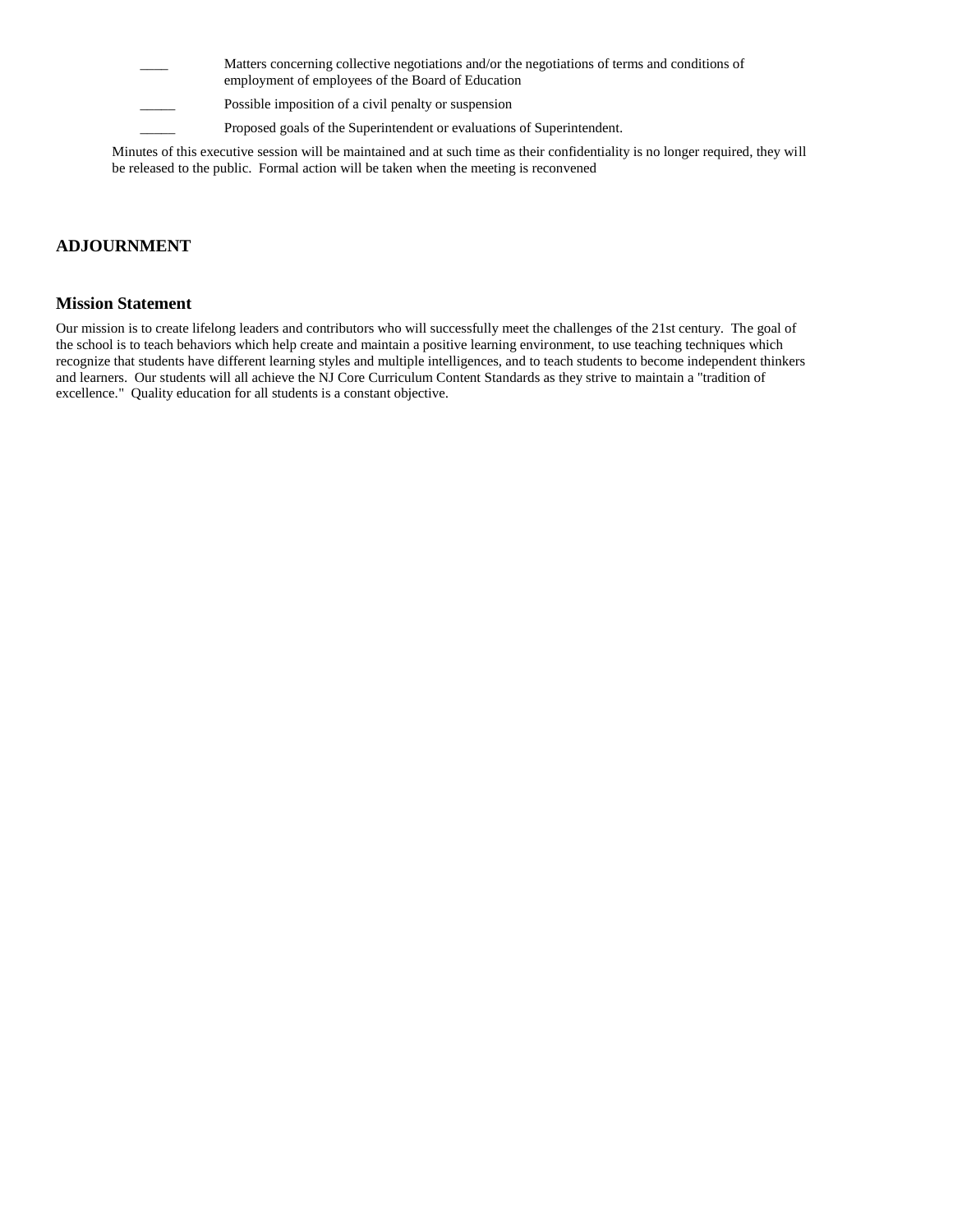____ Matters concerning collective negotiations and/or the negotiations of terms and conditions of employment of employees of the Board of Education

_____ Possible imposition of a civil penalty or suspension

_____ Proposed goals of the Superintendent or evaluations of Superintendent.

Minutes of this executive session will be maintained and at such time as their confidentiality is no longer required, they will be released to the public. Formal action will be taken when the meeting is reconvened

## ADJOURNMENT

## Mission Statement

Our mission is to create lifelong leaders and contributors who will successfully meet the challenges of the 21st century. The goal of the school is to teach behaviors which help create and maintain a positive learning environment, to use teaching techniques which recognize that students have different learning styles and multiple intelligences, and to teach students to become independent thinkers and learners. Our students will all achieve the NJ Core Curriculum Content Standards as they strive to maintain a "tradition of excellence." Quality education for all students is a constant objective.